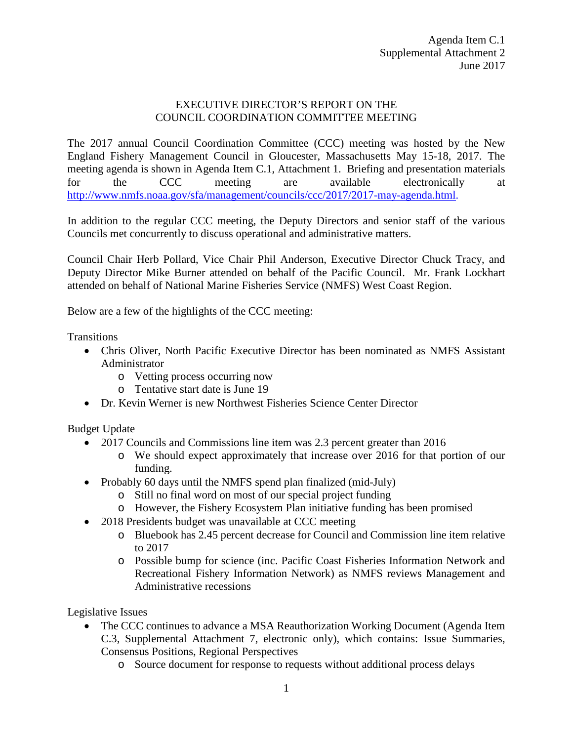Agenda Item C.1
Supplemental Attachment 2
June 2017

# EXECUTIVE DIRECTOR'S REPORT ON THE COUNCIL COORDINATION COMMITTEE MEETING

The 2017 annual Council Coordination Committee (CCC) meeting was hosted by the New England Fishery Management Council in Gloucester, Massachusetts May 15-18, 2017. The meeting agenda is shown in Agenda Item C.1, Attachment 1. Briefing and presentation materials for the CCC meeting are available electronically at http://www.nmfs.noaa.gov/sfa/management/councils/ccc/2017/2017-may-agenda.html.

In addition to the regular CCC meeting, the Deputy Directors and senior staff of the various Councils met concurrently to discuss operational and administrative matters.

Council Chair Herb Pollard, Vice Chair Phil Anderson, Executive Director Chuck Tracy, and Deputy Director Mike Burner attended on behalf of the Pacific Council. Mr. Frank Lockhart attended on behalf of National Marine Fisheries Service (NMFS) West Coast Region.

Below are a few of the highlights of the CCC meeting:

Transitions

- Chris Oliver, North Pacific Executive Director has been nominated as NMFS Assistant Administrator
  - Vetting process occurring now
  - Tentative start date is June 19
- Dr. Kevin Werner is new Northwest Fisheries Science Center Director

Budget Update

- 2017 Councils and Commissions line item was 2.3 percent greater than 2016
  - We should expect approximately that increase over 2016 for that portion of our funding.
- Probably 60 days until the NMFS spend plan finalized (mid-July)
  - Still no final word on most of our special project funding
  - However, the Fishery Ecosystem Plan initiative funding has been promised
- 2018 Presidents budget was unavailable at CCC meeting
  - Bluebook has 2.45 percent decrease for Council and Commission line item relative to 2017
  - Possible bump for science (inc. Pacific Coast Fisheries Information Network and Recreational Fishery Information Network) as NMFS reviews Management and Administrative recessions

Legislative Issues

- The CCC continues to advance a MSA Reauthorization Working Document (Agenda Item C.3, Supplemental Attachment 7, electronic only), which contains: Issue Summaries, Consensus Positions, Regional Perspectives
  - Source document for response to requests without additional process delays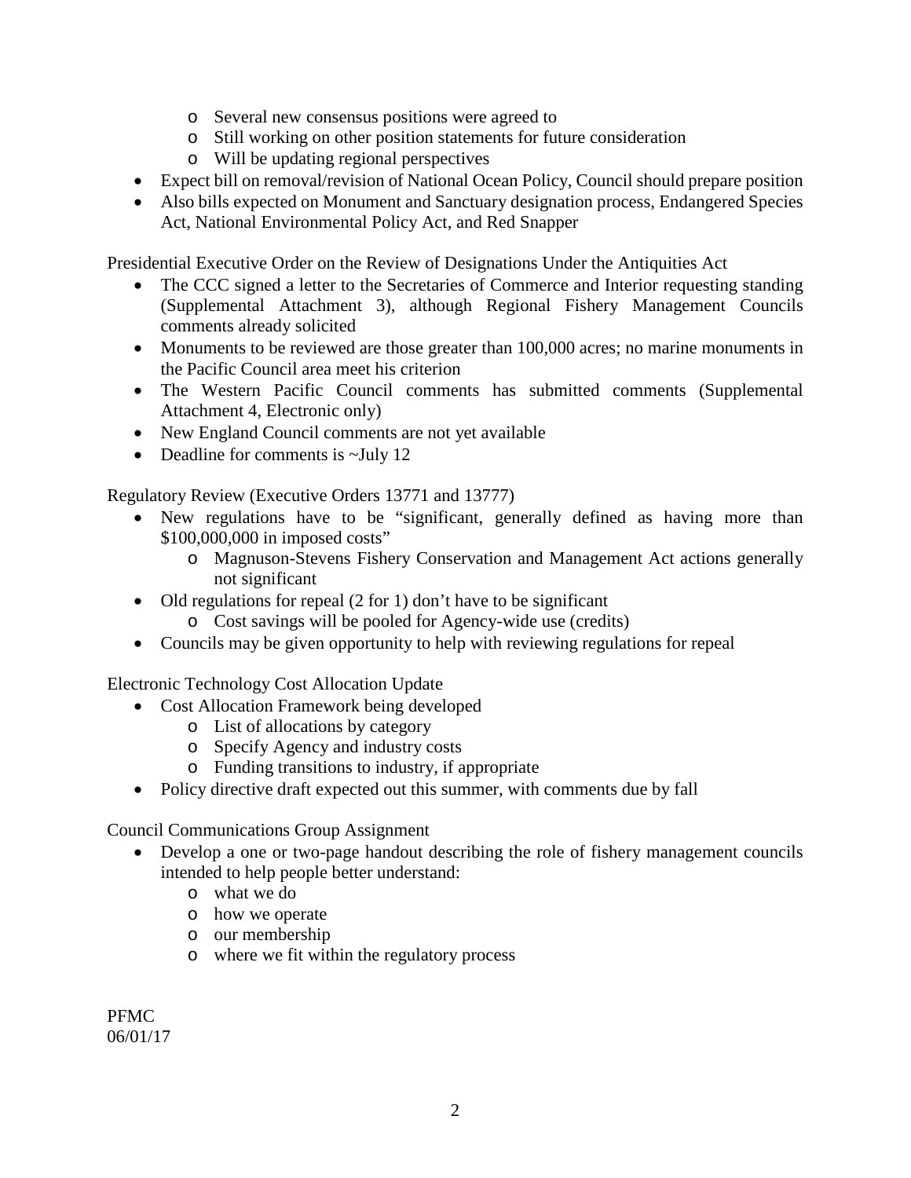- Several new consensus positions were agreed to
  - Still working on other position statements for future consideration
  - Will be updating regional perspectives
- Expect bill on removal/revision of National Ocean Policy, Council should prepare position
- Also bills expected on Monument and Sanctuary designation process, Endangered Species Act, National Environmental Policy Act, and Red Snapper

Presidential Executive Order on the Review of Designations Under the Antiquities Act

- The CCC signed a letter to the Secretaries of Commerce and Interior requesting standing (Supplemental Attachment 3), although Regional Fishery Management Councils comments already solicited
- Monuments to be reviewed are those greater than 100,000 acres; no marine monuments in the Pacific Council area meet his criterion
- The Western Pacific Council comments has submitted comments (Supplemental Attachment 4, Electronic only)
- New England Council comments are not yet available
- Deadline for comments is ~July 12

Regulatory Review (Executive Orders 13771 and 13777)

- New regulations have to be "significant, generally defined as having more than $100,000,000 in imposed costs"
  - Magnuson-Stevens Fishery Conservation and Management Act actions generally not significant
- Old regulations for repeal (2 for 1) don't have to be significant
  - Cost savings will be pooled for Agency-wide use (credits)
- Councils may be given opportunity to help with reviewing regulations for repeal

Electronic Technology Cost Allocation Update

- Cost Allocation Framework being developed
  - List of allocations by category
  - Specify Agency and industry costs
  - Funding transitions to industry, if appropriate
- Policy directive draft expected out this summer, with comments due by fall

Council Communications Group Assignment

- Develop a one or two-page handout describing the role of fishery management councils intended to help people better understand:
  - what we do
  - how we operate
  - our membership
  - where we fit within the regulatory process

PFMC
06/01/17